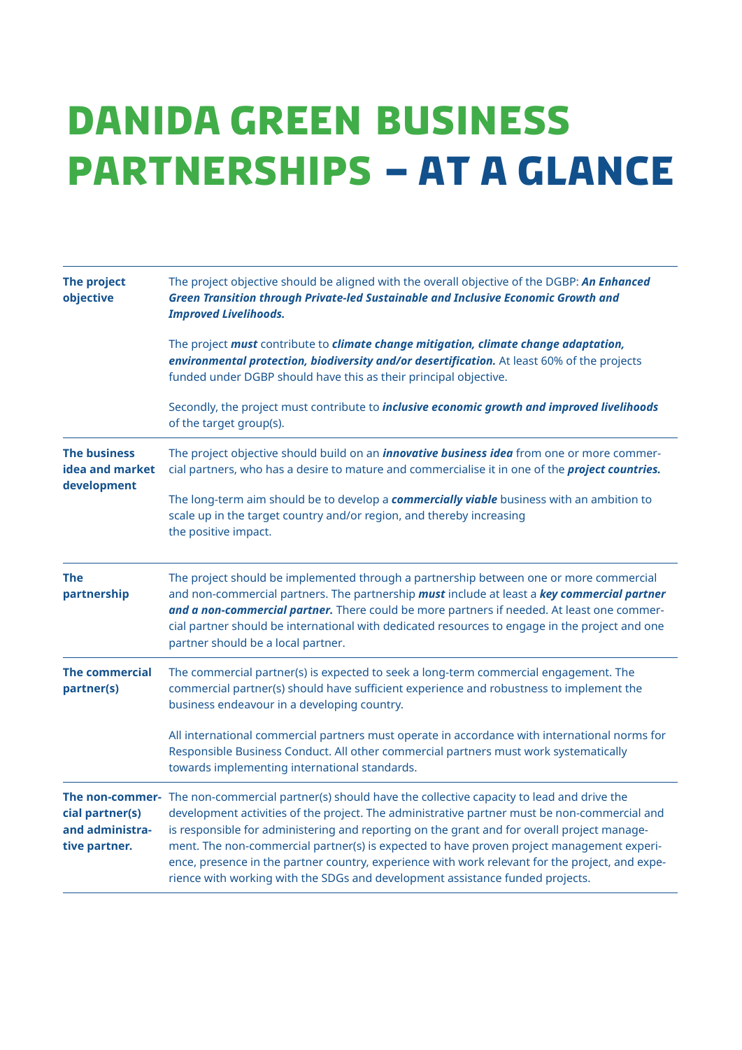# DANIDA GREEN BUSINESS PARTNERSHIPS – AT A GLANCE

| | |
|---|---|
| **The project objective** | The project objective should be aligned with the overall objective of the DGBP: ***An Enhanced Green Transition through Private-led Sustainable and Inclusive Economic Growth and Improved Livelihoods.***<br><br>The project ***must*** contribute to ***climate change mitigation, climate change adaptation, environmental protection, biodiversity and/or desertification.*** At least 60% of the projects funded under DGBP should have this as their principal objective.<br><br>Secondly, the project must contribute to ***inclusive economic growth and improved livelihoods*** of the target group(s). |
| **The business idea and market development** | The project objective should build on an ***innovative business idea*** from one or more commercial partners, who has a desire to mature and commercialise it in one of the ***project countries.***<br><br>The long-term aim should be to develop a ***commercially viable*** business with an ambition to scale up in the target country and/or region, and thereby increasing the positive impact. |
| **The partnership** | The project should be implemented through a partnership between one or more commercial and non-commercial partners. The partnership ***must*** include at least a ***key commercial partner and a non-commercial partner.*** There could be more partners if needed. At least one commercial partner should be international with dedicated resources to engage in the project and one partner should be a local partner. |
| **The commercial partner(s)** | The commercial partner(s) is expected to seek a long-term commercial engagement. The commercial partner(s) should have sufficient experience and robustness to implement the business endeavour in a developing country.<br><br>All international commercial partners must operate in accordance with international norms for Responsible Business Conduct. All other commercial partners must work systematically towards implementing international standards. |
| **The non-commercial partner(s) and administrative partner.** | The non-commercial partner(s) should have the collective capacity to lead and drive the development activities of the project. The administrative partner must be non-commercial and is responsible for administering and reporting on the grant and for overall project management. The non-commercial partner(s) is expected to have proven project management experience, presence in the partner country, experience with work relevant for the project, and experience with working with the SDGs and development assistance funded projects. |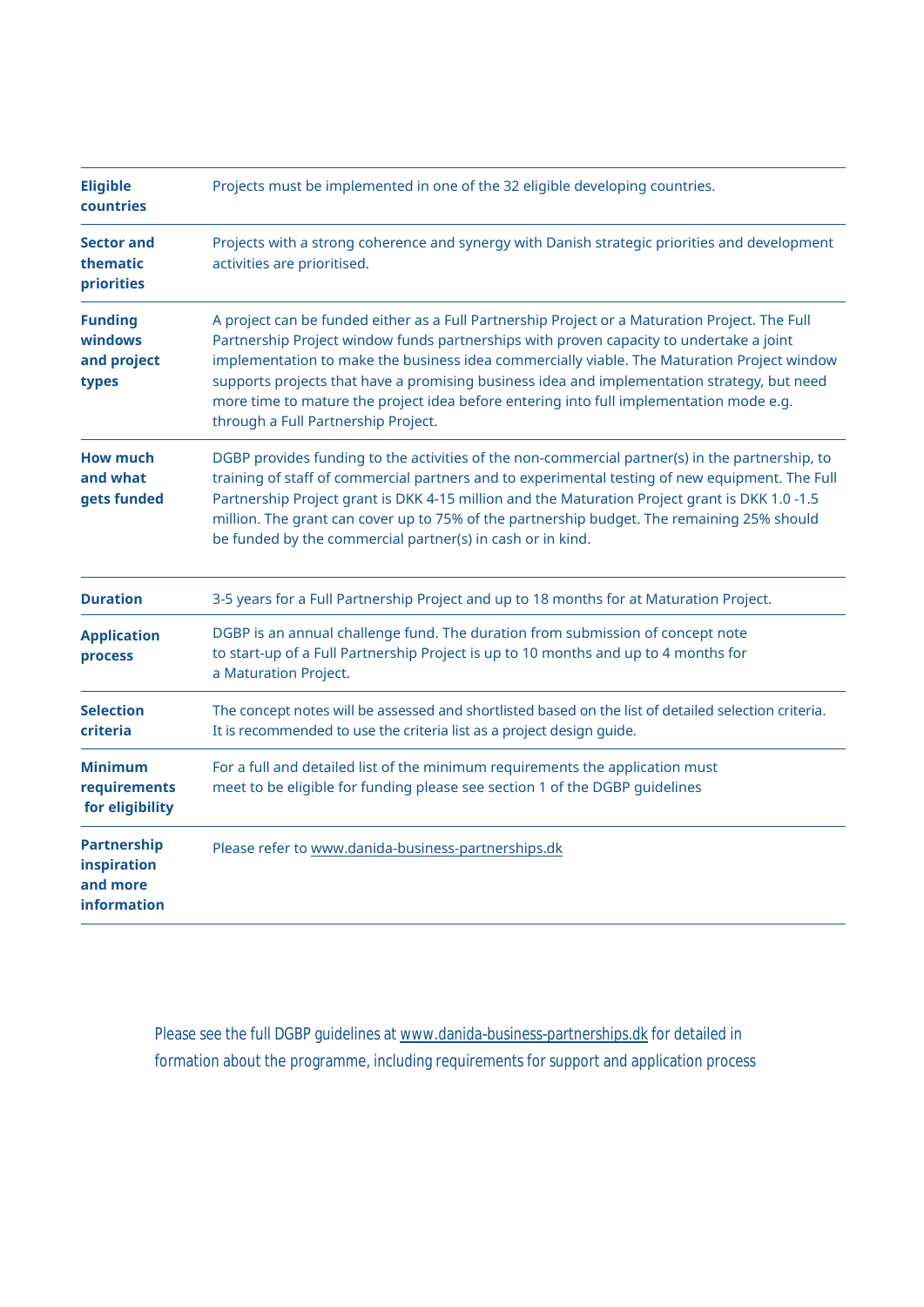| | |
|---|---|
| **Eligible countries** | Projects must be implemented in one of the 32 eligible developing countries. |
| **Sector and thematic priorities** | Projects with a strong coherence and synergy with Danish strategic priorities and development activities are prioritised. |
| **Funding windows and project types** | A project can be funded either as a Full Partnership Project or a Maturation Project. The Full Partnership Project window funds partnerships with proven capacity to undertake a joint implementation to make the business idea commercially viable. The Maturation Project window supports projects that have a promising business idea and implementation strategy, but need more time to mature the project idea before entering into full implementation mode e.g. through a Full Partnership Project. |
| **How much and what gets funded** | DGBP provides funding to the activities of the non-commercial partner(s) in the partnership, to training of staff of commercial partners and to experimental testing of new equipment. The Full Partnership Project grant is DKK 4-15 million and the Maturation Project grant is DKK 1.0 -1.5 million. The grant can cover up to 75% of the partnership budget. The remaining 25% should be funded by the commercial partner(s) in cash or in kind. |
| **Duration** | 3-5 years for a Full Partnership Project and up to 18 months for at Maturation Project. |
| **Application process** | DGBP is an annual challenge fund. The duration from submission of concept note to start-up of a Full Partnership Project is up to 10 months and up to 4 months for a Maturation Project. |
| **Selection criteria** | The concept notes will be assessed and shortlisted based on the list of detailed selection criteria. It is recommended to use the criteria list as a project design guide. |
| **Minimum requirements for eligibility** | For a full and detailed list of the minimum requirements the application must meet to be eligible for funding please see section 1 of the DGBP guidelines |
| **Partnership inspiration and more information** | Please refer to www.danida-business-partnerships.dk |

Please see the full DGBP guidelines at www.danida-business-partnerships.dk for detailed in formation about the programme, including requirements for support and application process